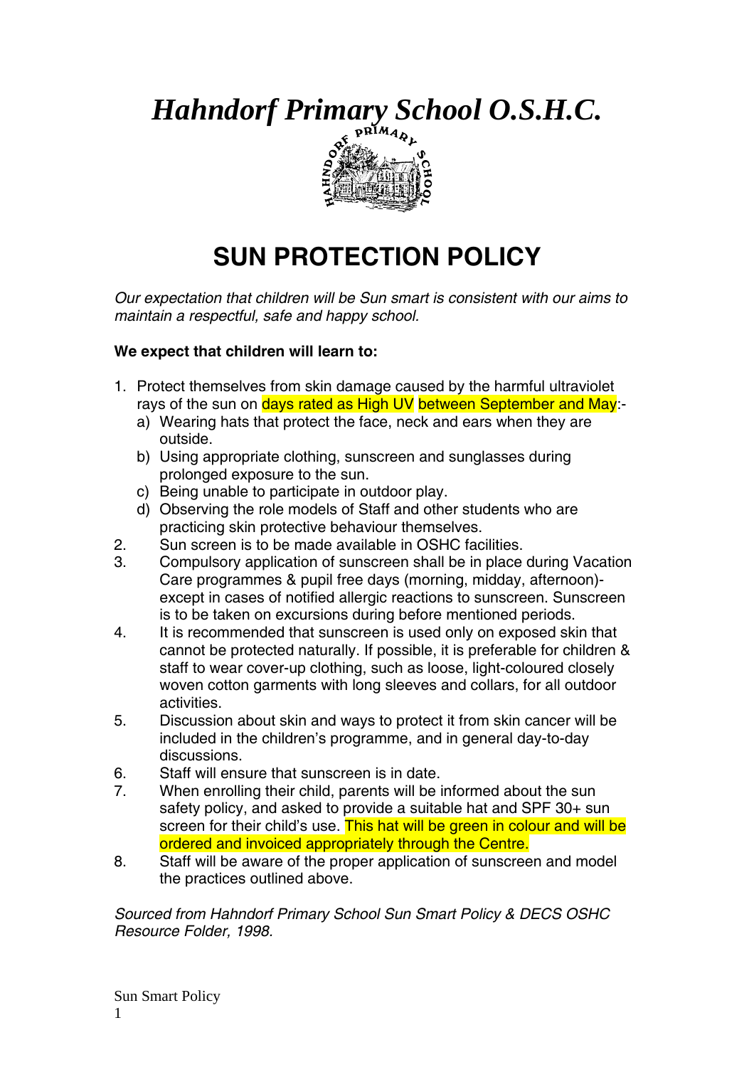# *Hahndorf Primary School O.S.H.C.*

# SUN PROTECTION POLICY

*Our expectation that children will be Sun smart is consistent with our aims to maintain a respectful, safe and happy school.*

**We expect that children will learn to:**

1. Protect themselves from skin damage caused by the harmful ultraviolet rays of the sun on days rated as High UV between September and May:-
   a) Wearing hats that protect the face, neck and ears when they are outside.
   b) Using appropriate clothing, sunscreen and sunglasses during prolonged exposure to the sun.
   c) Being unable to participate in outdoor play.
   d) Observing the role models of Staff and other students who are practicing skin protective behaviour themselves.
2. Sun screen is to be made available in OSHC facilities.
3. Compulsory application of sunscreen shall be in place during Vacation Care programmes & pupil free days (morning, midday, afternoon)- except in cases of notified allergic reactions to sunscreen. Sunscreen is to be taken on excursions during before mentioned periods.
4. It is recommended that sunscreen is used only on exposed skin that cannot be protected naturally. If possible, it is preferable for children & staff to wear cover-up clothing, such as loose, light-coloured closely woven cotton garments with long sleeves and collars, for all outdoor activities.
5. Discussion about skin and ways to protect it from skin cancer will be included in the children's programme, and in general day-to-day discussions.
6. Staff will ensure that sunscreen is in date.
7. When enrolling their child, parents will be informed about the sun safety policy, and asked to provide a suitable hat and SPF 30+ sun screen for their child's use. This hat will be green in colour and will be ordered and invoiced appropriately through the Centre.
8. Staff will be aware of the proper application of sunscreen and model the practices outlined above.

*Sourced from Hahndorf Primary School Sun Smart Policy & DECS OSHC Resource Folder, 1998.*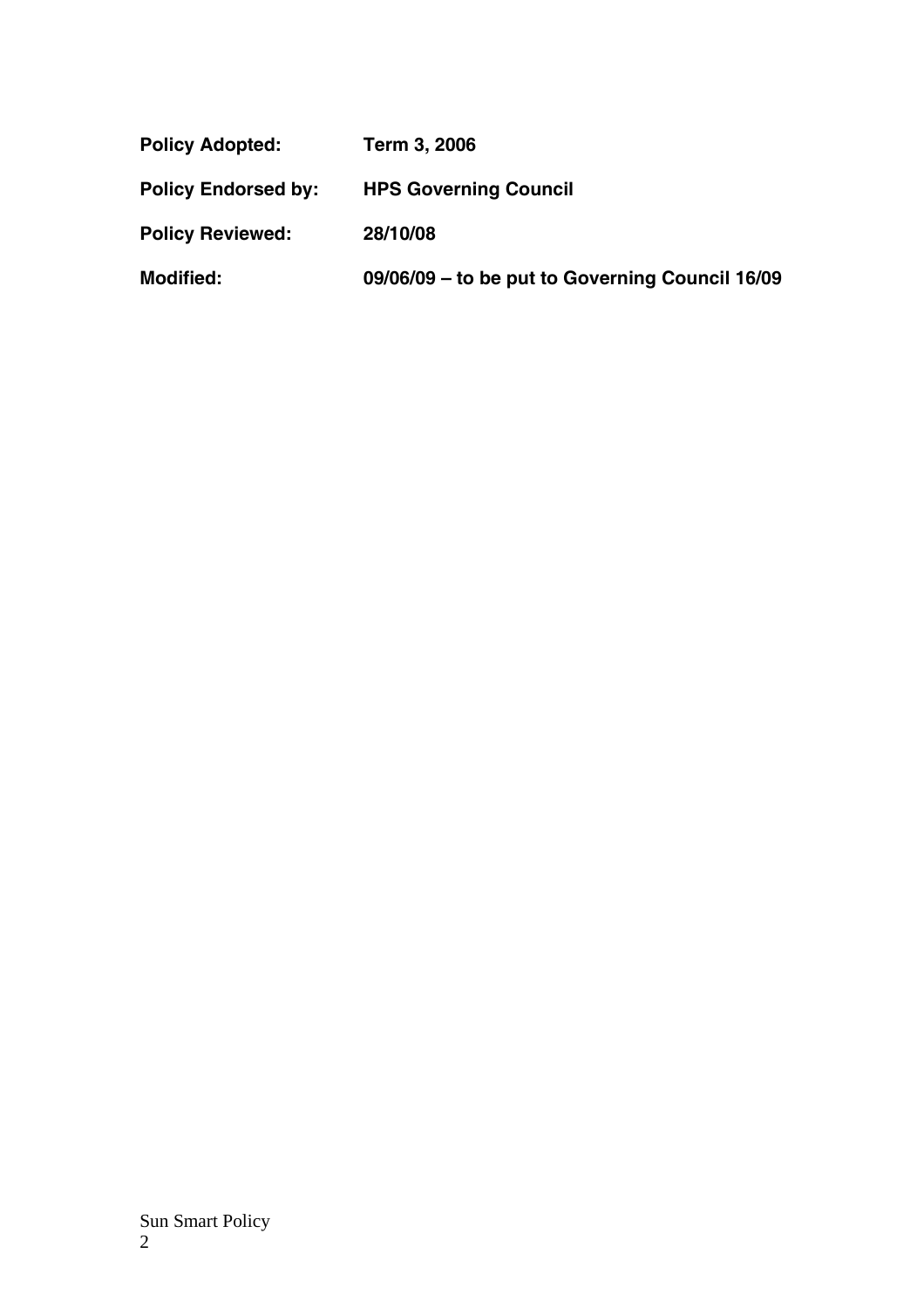| | |
|---|---|
| **Policy Adopted:** | **Term 3, 2006** |
| **Policy Endorsed by:** | **HPS Governing Council** |
| **Policy Reviewed:** | **28/10/08** |
| **Modified:** | **09/06/09 – to be put to Governing Council 16/09** |